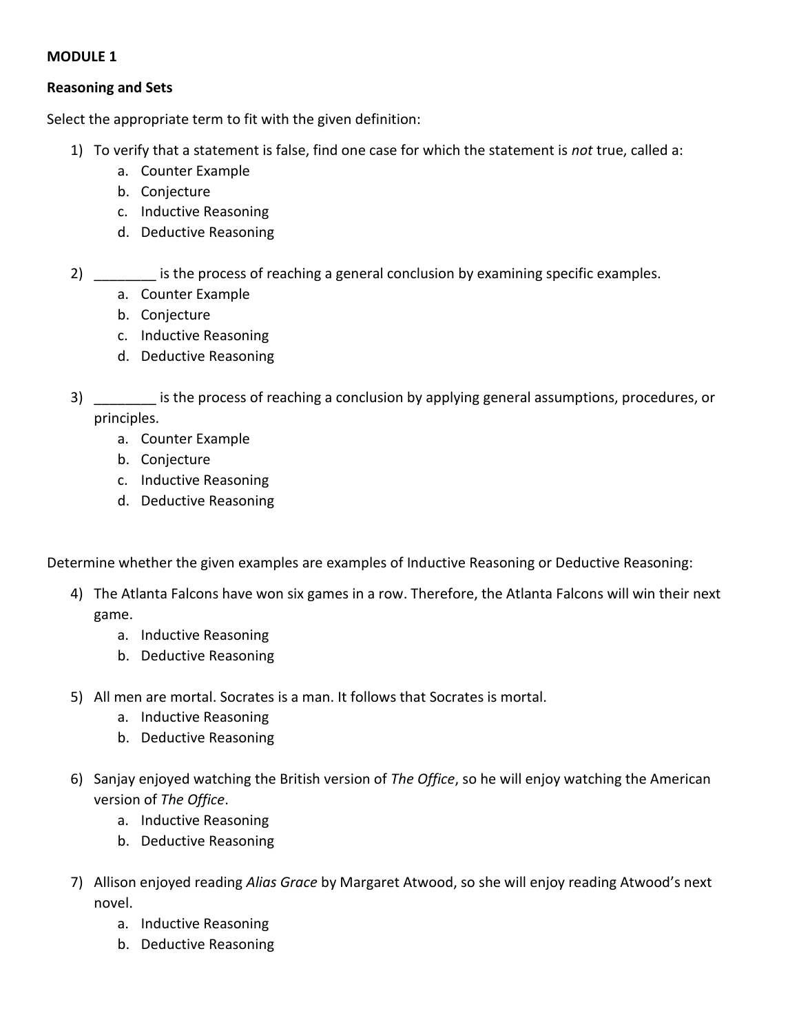**MODULE 1**

**Reasoning and Sets**

Select the appropriate term to fit with the given definition:

1) To verify that a statement is false, find one case for which the statement is *not* true, called a:
   a. Counter Example
   b. Conjecture
   c. Inductive Reasoning
   d. Deductive Reasoning

2) ________ is the process of reaching a general conclusion by examining specific examples.
   a. Counter Example
   b. Conjecture
   c. Inductive Reasoning
   d. Deductive Reasoning

3) ________ is the process of reaching a conclusion by applying general assumptions, procedures, or principles.
   a. Counter Example
   b. Conjecture
   c. Inductive Reasoning
   d. Deductive Reasoning

Determine whether the given examples are examples of Inductive Reasoning or Deductive Reasoning:

4) The Atlanta Falcons have won six games in a row. Therefore, the Atlanta Falcons will win their next game.
   a. Inductive Reasoning
   b. Deductive Reasoning

5) All men are mortal. Socrates is a man. It follows that Socrates is mortal.
   a. Inductive Reasoning
   b. Deductive Reasoning

6) Sanjay enjoyed watching the British version of *The Office*, so he will enjoy watching the American version of *The Office*.
   a. Inductive Reasoning
   b. Deductive Reasoning

7) Allison enjoyed reading *Alias Grace* by Margaret Atwood, so she will enjoy reading Atwood's next novel.
   a. Inductive Reasoning
   b. Deductive Reasoning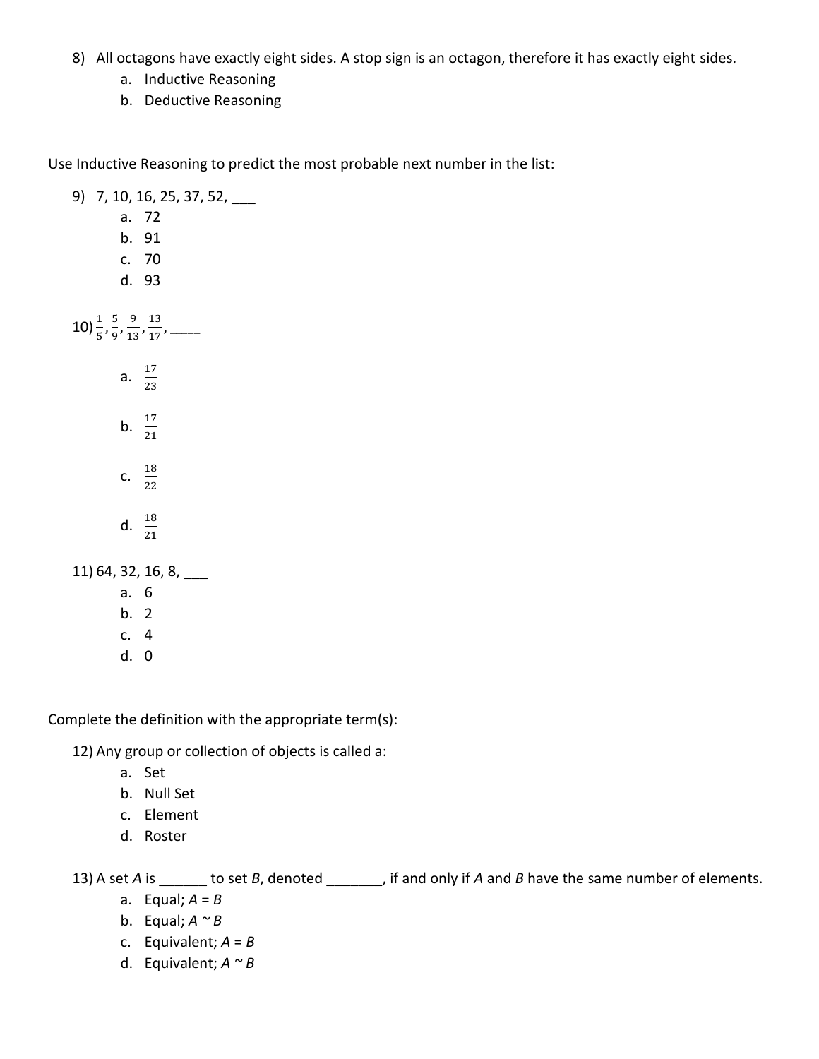8) All octagons have exactly eight sides. A stop sign is an octagon, therefore it has exactly eight sides.
   a. Inductive Reasoning
   b. Deductive Reasoning

Use Inductive Reasoning to predict the most probable next number in the list:

9) 7, 10, 16, 25, 37, 52, ___
   a. 72
   b. 91
   c. 70
   d. 93

10) $\frac{1}{5}, \frac{5}{9}, \frac{9}{13}, \frac{13}{17}$, ____
   a. $\frac{17}{23}$
   b. $\frac{17}{21}$
   c. $\frac{18}{22}$
   d. $\frac{18}{21}$

11) 64, 32, 16, 8, ___
   a. 6
   b. 2
   c. 4
   d. 0

Complete the definition with the appropriate term(s):

12) Any group or collection of objects is called a:
   a. Set
   b. Null Set
   c. Element
   d. Roster

13) A set *A* is ______ to set *B*, denoted _______, if and only if *A* and *B* have the same number of elements.
   a. Equal; $A = B$
   b. Equal; $A \sim B$
   c. Equivalent; $A = B$
   d. Equivalent; $A \sim B$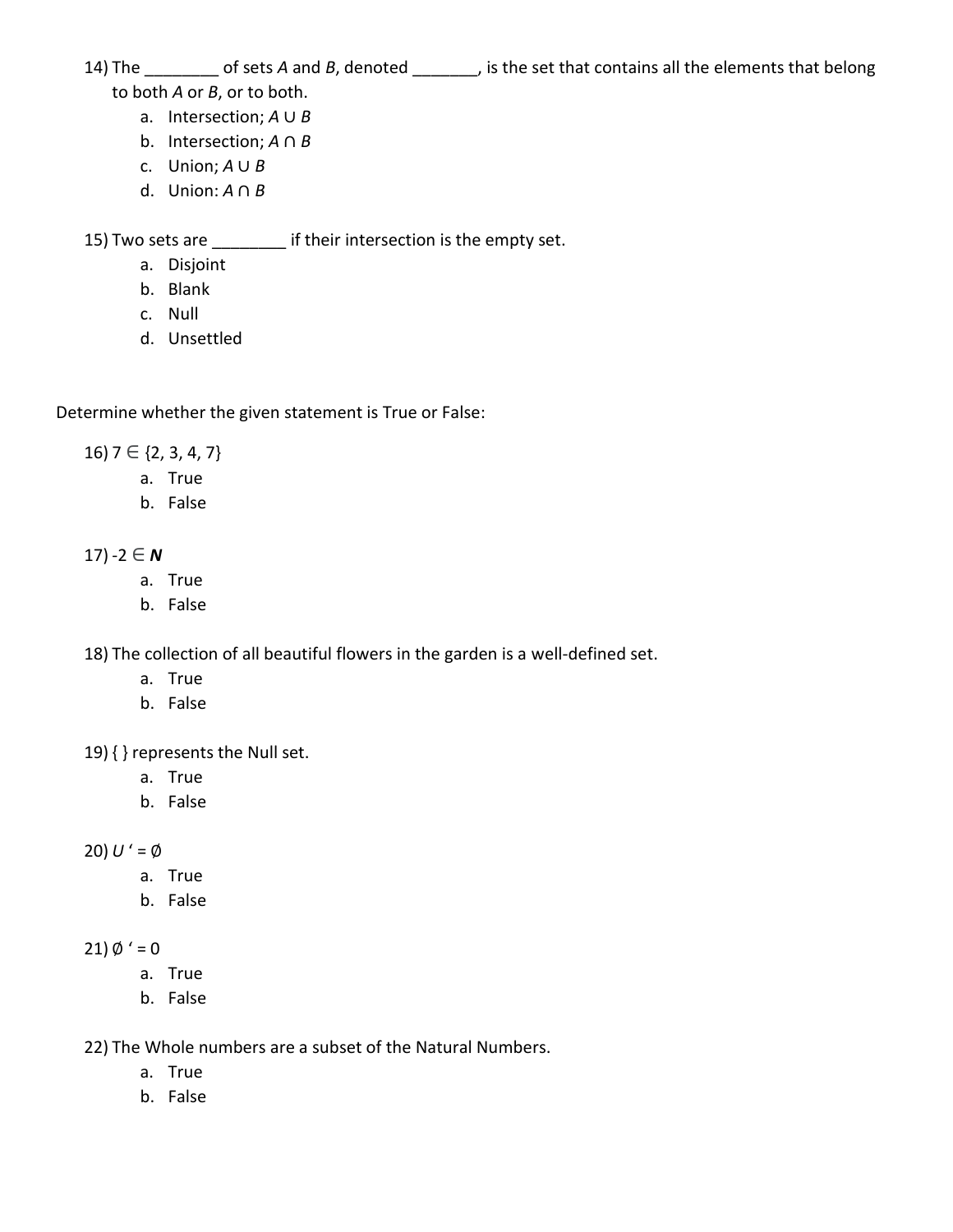14) The ________ of sets *A* and *B*, denoted _______, is the set that contains all the elements that belong to both *A* or *B*, or to both.

a. Intersection; $A \cup B$
b. Intersection; $A \cap B$
c. Union; $A \cup B$
d. Union: $A \cap B$

15) Two sets are ________ if their intersection is the empty set.

a. Disjoint
b. Blank
c. Null
d. Unsettled

Determine whether the given statement is True or False:

16) $7 \in \{2, 3, 4, 7\}$

a. True
b. False

17) $-2 \in \mathbf{N}$

a. True
b. False

18) The collection of all beautiful flowers in the garden is a well-defined set.

a. True
b. False

19) { } represents the Null set.

a. True
b. False

20) $U' = \emptyset$

a. True
b. False

21) $\emptyset' = 0$

a. True
b. False

22) The Whole numbers are a subset of the Natural Numbers.

a. True
b. False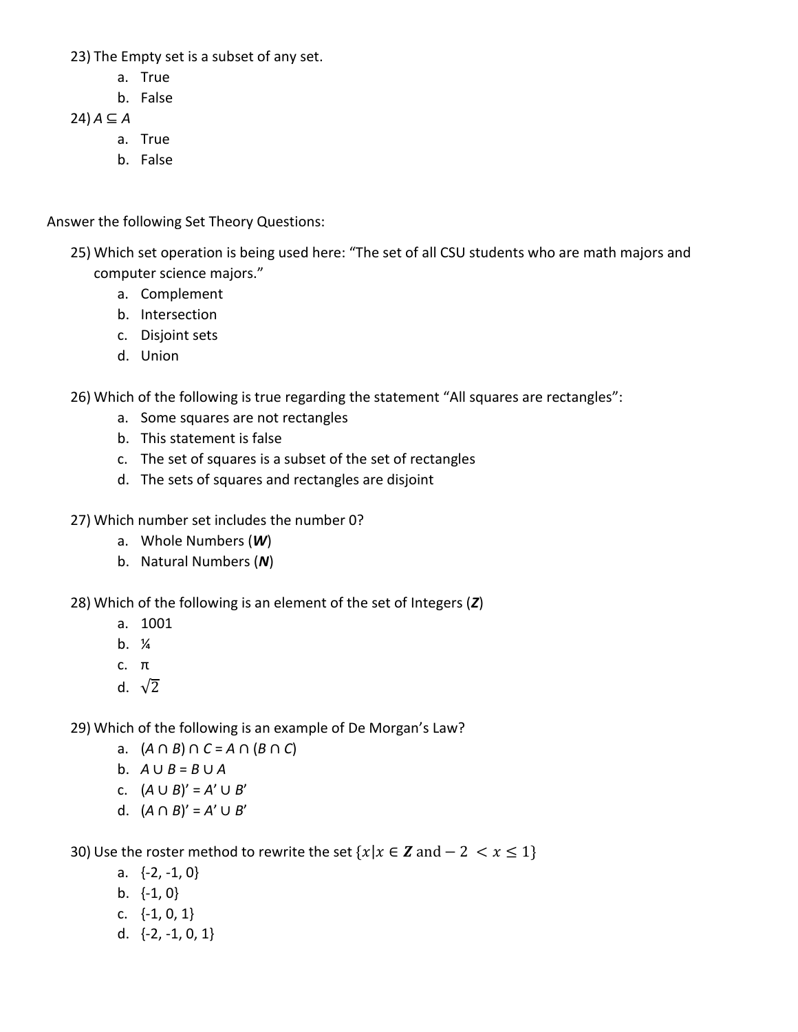23) The Empty set is a subset of any set.

a. True
b. False

24) $A \subseteq A$

a. True
b. False

Answer the following Set Theory Questions:

25) Which set operation is being used here: “The set of all CSU students who are math majors and computer science majors.”

a. Complement
b. Intersection
c. Disjoint sets
d. Union

26) Which of the following is true regarding the statement “All squares are rectangles”:

a. Some squares are not rectangles
b. This statement is false
c. The set of squares is a subset of the set of rectangles
d. The sets of squares and rectangles are disjoint

27) Which number set includes the number 0?

a. Whole Numbers (***W***)
b. Natural Numbers (***N***)

28) Which of the following is an element of the set of Integers (***Z***)

a. 1001
b. ¼
c. π
d. $\sqrt{2}$

29) Which of the following is an example of De Morgan’s Law?

a. $(A \cap B) \cap C = A \cap (B \cap C)$
b. $A \cup B = B \cup A$
c. $(A \cup B)' = A' \cup B'$
d. $(A \cap B)' = A' \cup B'$

30) Use the roster method to rewrite the set $\{x | x \in \mathbf{Z} \text{ and} -2 < x \leq 1\}$

a. {-2, -1, 0}
b. {-1, 0}
c. {-1, 0, 1}
d. {-2, -1, 0, 1}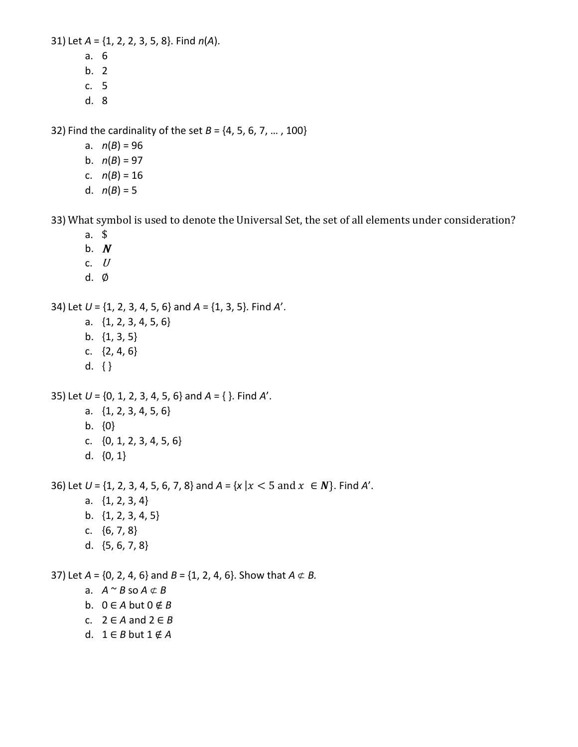31) Let $A = \{1, 2, 2, 3, 5, 8\}$. Find $n(A)$.

a. 6
b. 2
c. 5
d. 8

32) Find the cardinality of the set $B = \{4, 5, 6, 7, \ldots, 100\}$

a. $n(B) = 96$
b. $n(B) = 97$
c. $n(B) = 16$
d. $n(B) = 5$

33) What symbol is used to denote the Universal Set, the set of all elements under consideration?

a. $
b. $\boldsymbol{N}$
c. $U$
d. $\emptyset$

34) Let $U = \{1, 2, 3, 4, 5, 6\}$ and $A = \{1, 3, 5\}$. Find $A'$.

a. $\{1, 2, 3, 4, 5, 6\}$
b. $\{1, 3, 5\}$
c. $\{2, 4, 6\}$
d. $\{\}$

35) Let $U = \{0, 1, 2, 3, 4, 5, 6\}$ and $A = \{\}$. Find $A'$.

a. $\{1, 2, 3, 4, 5, 6\}$
b. $\{0\}$
c. $\{0, 1, 2, 3, 4, 5, 6\}$
d. $\{0, 1\}$

36) Let $U = \{1, 2, 3, 4, 5, 6, 7, 8\}$ and $A = \{x \mid x < 5 \text{ and } x \in \boldsymbol{N}\}$. Find $A'$.

a. $\{1, 2, 3, 4\}$
b. $\{1, 2, 3, 4, 5\}$
c. $\{6, 7, 8\}$
d. $\{5, 6, 7, 8\}$

37) Let $A = \{0, 2, 4, 6\}$ and $B = \{1, 2, 4, 6\}$. Show that $A \not\subset B$.

a. $A \sim B$ so $A \not\subset B$
b. $0 \in A$ but $0 \notin B$
c. $2 \in A$ and $2 \in B$
d. $1 \in B$ but $1 \notin A$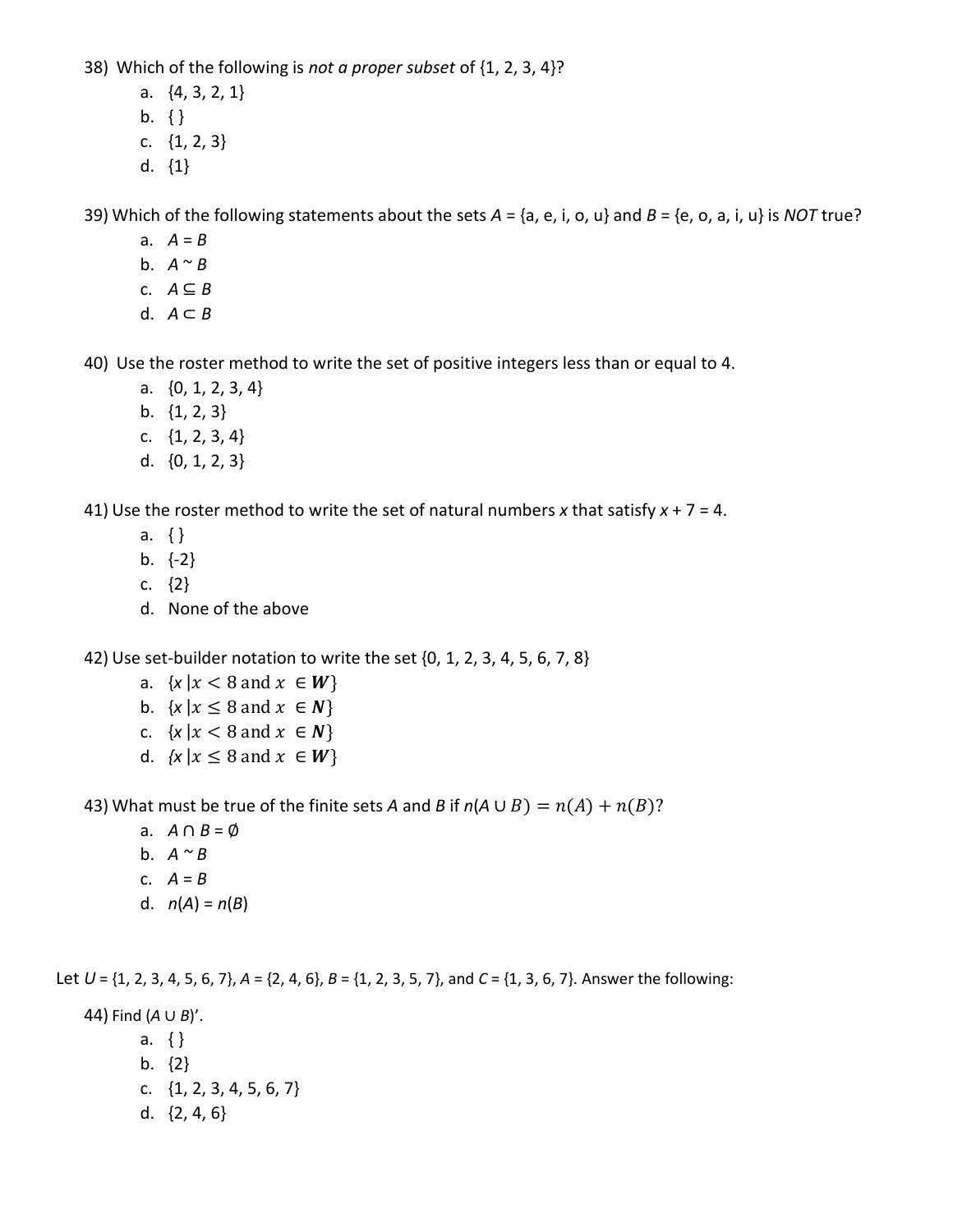38) Which of the following is *not a proper subset* of {1, 2, 3, 4}?

a. {4, 3, 2, 1}
b. { }
c. {1, 2, 3}
d. {1}

39) Which of the following statements about the sets $A$ = {a, e, i, o, u} and $B$ = {e, o, a, i, u} is *NOT* true?

a. $A = B$
b. $A \sim B$
c. $A \subseteq B$
d. $A \subset B$

40) Use the roster method to write the set of positive integers less than or equal to 4.

a. {0, 1, 2, 3, 4}
b. {1, 2, 3}
c. {1, 2, 3, 4}
d. {0, 1, 2, 3}

41) Use the roster method to write the set of natural numbers $x$ that satisfy $x + 7 = 4$.

a. { }
b. {-2}
c. {2}
d. None of the above

42) Use set-builder notation to write the set {0, 1, 2, 3, 4, 5, 6, 7, 8}

a. $\{x \mid x < 8 \text{ and } x \in \boldsymbol{W}\}$
b. $\{x \mid x \leq 8 \text{ and } x \in \boldsymbol{N}\}$
c. $\{x \mid x < 8 \text{ and } x \in \boldsymbol{N}\}$
d. $\{x \mid x \leq 8 \text{ and } x \in \boldsymbol{W}\}$

43) What must be true of the finite sets $A$ and $B$ if $n(A \cup B) = n(A) + n(B)$?

a. $A \cap B = \emptyset$
b. $A \sim B$
c. $A = B$
d. $n(A) = n(B)$

Let $U$ = {1, 2, 3, 4, 5, 6, 7}, $A$ = {2, 4, 6}, $B$ = {1, 2, 3, 5, 7}, and $C$ = {1, 3, 6, 7}. Answer the following:

44) Find $(A \cup B)'$.

a. { }
b. {2}
c. {1, 2, 3, 4, 5, 6, 7}
d. {2, 4, 6}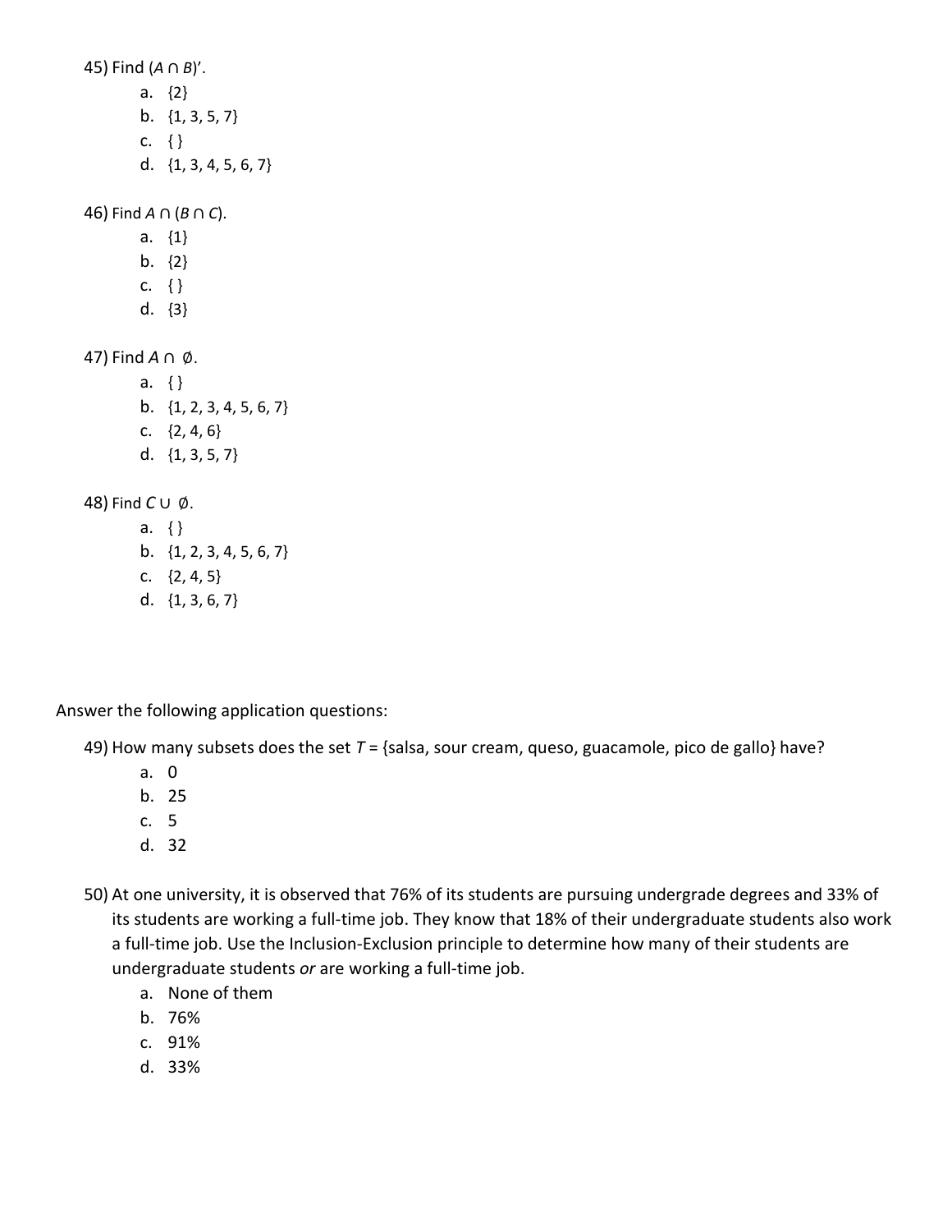45) Find $(A \cap B)'$.

a. {2}
b. {1, 3, 5, 7}
c. { }
d. {1, 3, 4, 5, 6, 7}

46) Find $A \cap (B \cap C)$.

a. {1}
b. {2}
c. { }
d. {3}

47) Find $A \cap \emptyset$.

a. { }
b. {1, 2, 3, 4, 5, 6, 7}
c. {2, 4, 6}
d. {1, 3, 5, 7}

48) Find $C \cup \emptyset$.

a. { }
b. {1, 2, 3, 4, 5, 6, 7}
c. {2, 4, 5}
d. {1, 3, 6, 7}

Answer the following application questions:

49) How many subsets does the set $T$ = {salsa, sour cream, queso, guacamole, pico de gallo} have?

a. 0
b. 25
c. 5
d. 32

50) At one university, it is observed that 76% of its students are pursuing undergrade degrees and 33% of its students are working a full-time job. They know that 18% of their undergraduate students also work a full-time job. Use the Inclusion-Exclusion principle to determine how many of their students are undergraduate students *or* are working a full-time job.

a. None of them
b. 76%
c. 91%
d. 33%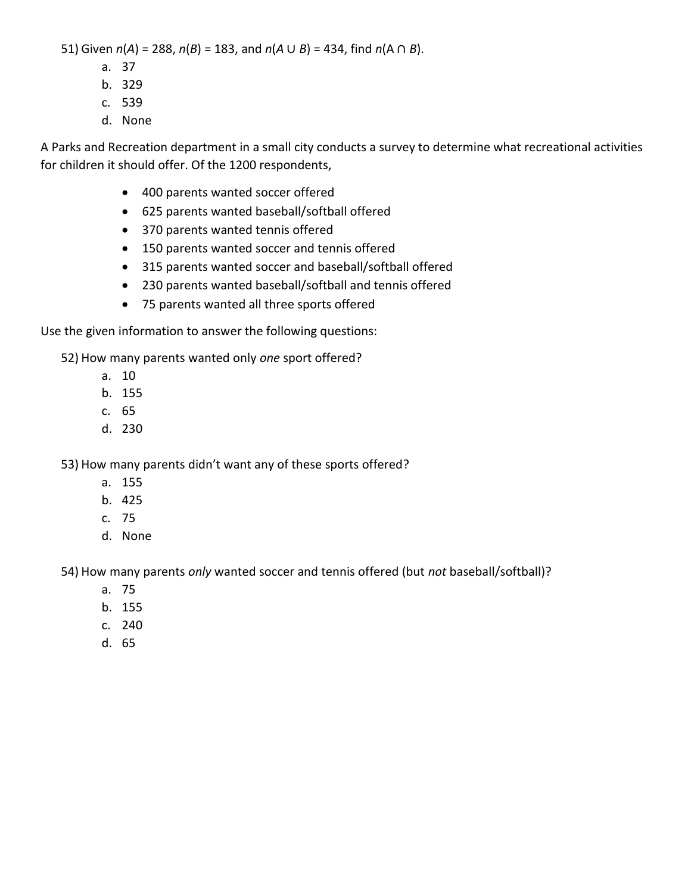51) Given $n(A) = 288$, $n(B) = 183$, and $n(A \cup B) = 434$, find $n(A \cap B)$.

a. 37
b. 329
c. 539
d. None

A Parks and Recreation department in a small city conducts a survey to determine what recreational activities for children it should offer. Of the 1200 respondents,

- 400 parents wanted soccer offered
- 625 parents wanted baseball/softball offered
- 370 parents wanted tennis offered
- 150 parents wanted soccer and tennis offered
- 315 parents wanted soccer and baseball/softball offered
- 230 parents wanted baseball/softball and tennis offered
- 75 parents wanted all three sports offered

Use the given information to answer the following questions:

52) How many parents wanted only *one* sport offered?

a. 10
b. 155
c. 65
d. 230

53) How many parents didn't want any of these sports offered?

a. 155
b. 425
c. 75
d. None

54) How many parents *only* wanted soccer and tennis offered (but *not* baseball/softball)?

a. 75
b. 155
c. 240
d. 65